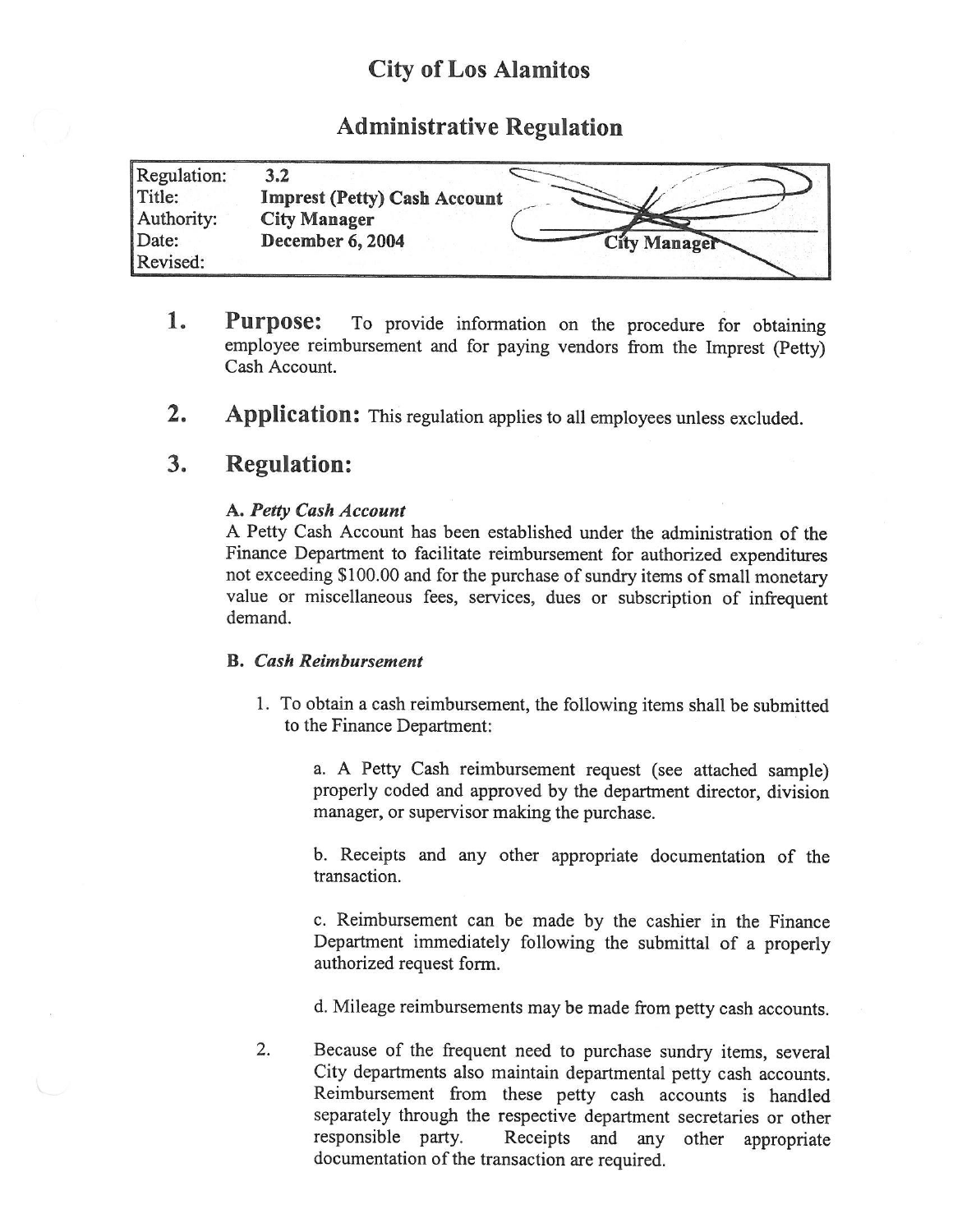# City of Los Alamitos

## Administrative Regulation

| | |
|---|---|
| Regulation: | **3.2** |
| Title: | **Imprest (Petty) Cash Account** |
| Authority: | **City Manager** |
| Date: | **December 6, 2004** |
| Revised: | |

**City Manager**

## 1. Purpose:

To provide information on the procedure for obtaining employee reimbursement and for paying vendors from the Imprest (Petty) Cash Account.

## 2. Application:

This regulation applies to all employees unless excluded.

## 3. Regulation:

**A.** ***Petty Cash Account***

A Petty Cash Account has been established under the administration of the Finance Department to facilitate reimbursement for authorized expenditures not exceeding $100.00 and for the purchase of sundry items of small monetary value or miscellaneous fees, services, dues or subscription of infrequent demand.

**B.** ***Cash Reimbursement***

1. To obtain a cash reimbursement, the following items shall be submitted to the Finance Department:

   a. A Petty Cash reimbursement request (see attached sample) properly coded and approved by the department director, division manager, or supervisor making the purchase.

   b. Receipts and any other appropriate documentation of the transaction.

   c. Reimbursement can be made by the cashier in the Finance Department immediately following the submittal of a properly authorized request form.

   d. Mileage reimbursements may be made from petty cash accounts.

2. Because of the frequent need to purchase sundry items, several City departments also maintain departmental petty cash accounts. Reimbursement from these petty cash accounts is handled separately through the respective department secretaries or other responsible party. Receipts and any other appropriate documentation of the transaction are required.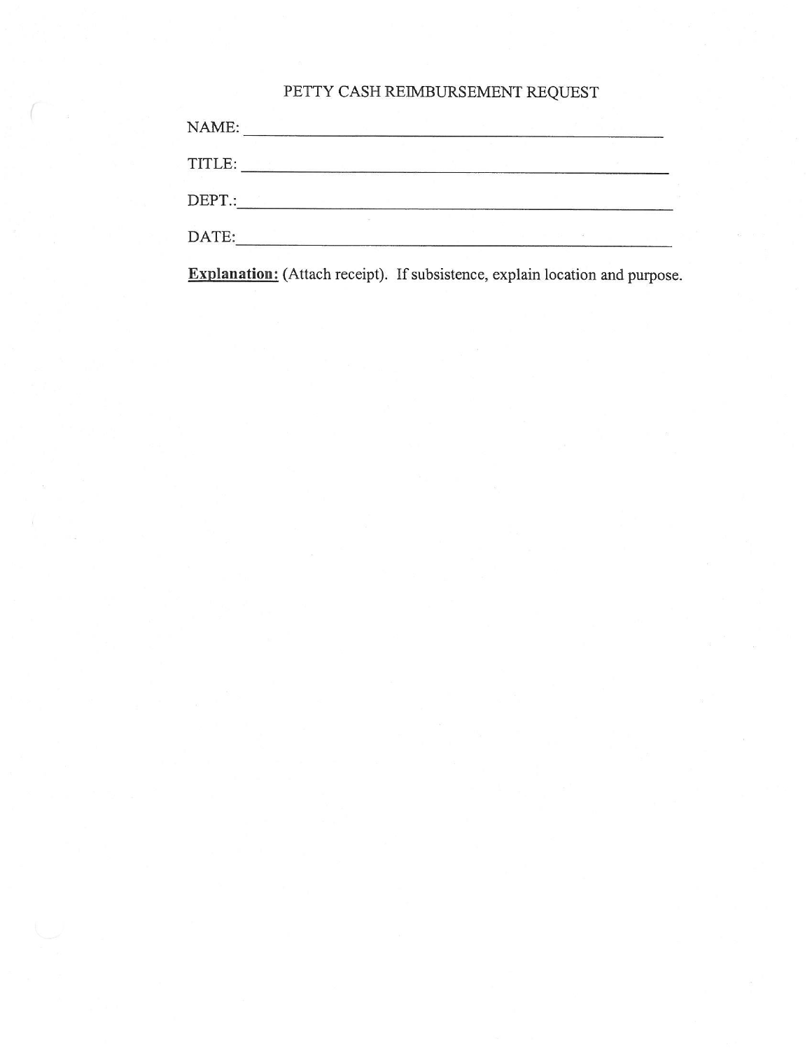# PETTY CASH REIMBURSEMENT REQUEST

NAME: ______________________________________________

TITLE: ______________________________________________

DEPT.: ______________________________________________

DATE: ______________________________________________

**Explanation:** (Attach receipt). If subsistence, explain location and purpose.